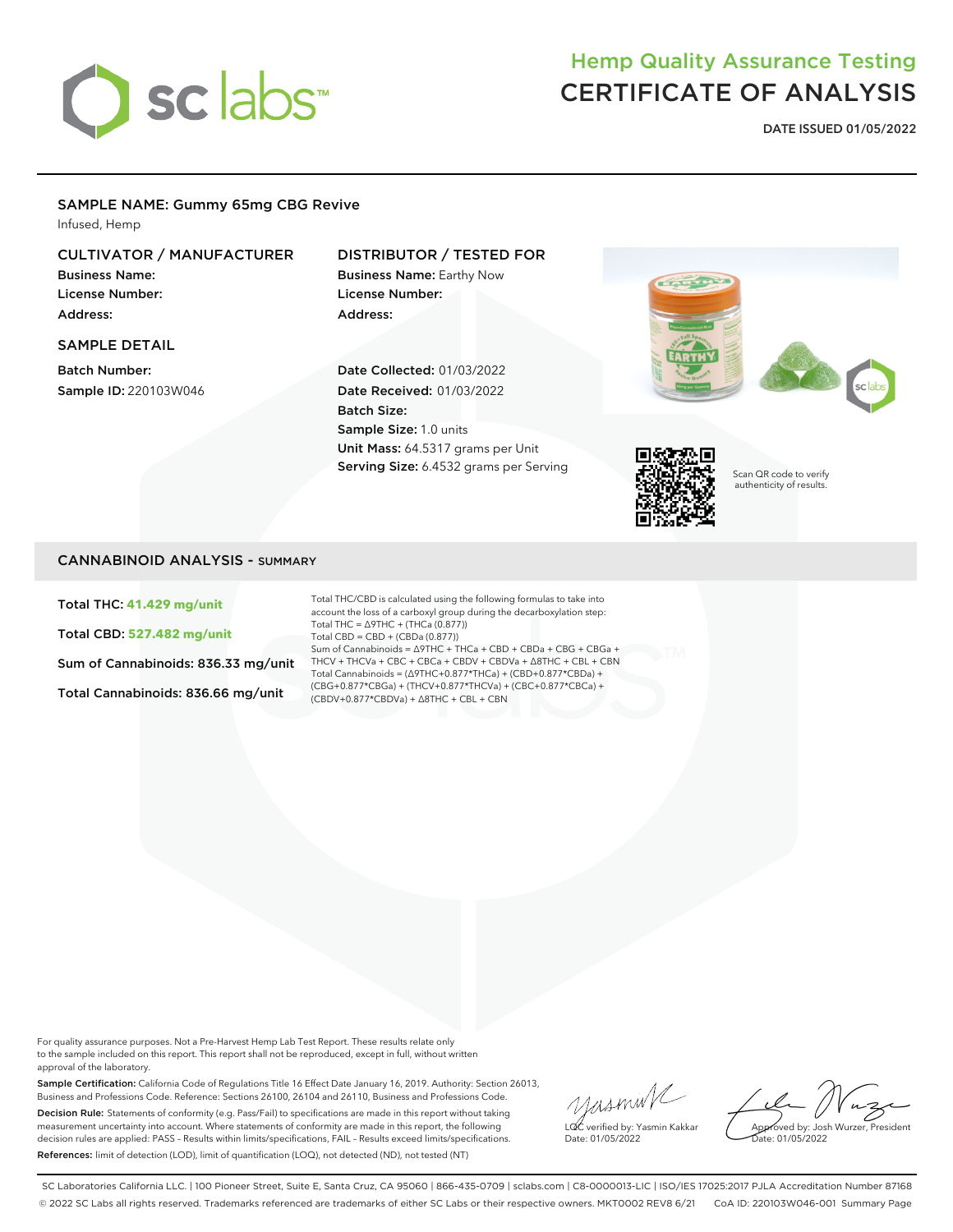sc labs™

# Hemp Quality Assurance Testing
# CERTIFICATE OF ANALYSIS

**DATE ISSUED 01/05/2022**

## SAMPLE NAME: Gummy 65mg CBG Revive

Infused, Hemp

### CULTIVATOR / MANUFACTURER

**Business Name:**
**License Number:**
**Address:**

### SAMPLE DETAIL

**Batch Number:**
**Sample ID:** 220103W046

### DISTRIBUTOR / TESTED FOR

**Business Name:** Earthy Now
**License Number:**
**Address:**

**Date Collected:** 01/03/2022
**Date Received:** 01/03/2022
**Batch Size:**
**Sample Size:** 1.0 units
**Unit Mass:** 64.5317 grams per Unit
**Serving Size:** 6.4532 grams per Serving

Scan QR code to verify authenticity of results.

## CANNABINOID ANALYSIS - SUMMARY

**Total THC: 41.429 mg/unit**

**Total CBD: 527.482 mg/unit**

**Sum of Cannabinoids: 836.33 mg/unit**

**Total Cannabinoids: 836.66 mg/unit**

Total THC/CBD is calculated using the following formulas to take into account the loss of a carboxyl group during the decarboxylation step:
Total THC = Δ9THC + (THCa (0.877))
Total CBD = CBD + (CBDa (0.877))
Sum of Cannabinoids = Δ9THC + THCa + CBD + CBDa + CBG + CBGa + THCV + THCVa + CBC + CBCa + CBDV + CBDVa + Δ8THC + CBL + CBN
Total Cannabinoids = (Δ9THC+0.877*THCa) + (CBD+0.877*CBDa) + (CBG+0.877*CBGa) + (THCV+0.877*THCVa) + (CBC+0.877*CBCa) + (CBDV+0.877*CBDVa) + Δ8THC + CBL + CBN

For quality assurance purposes. Not a Pre-Harvest Hemp Lab Test Report. These results relate only to the sample included on this report. This report shall not be reproduced, except in full, without written approval of the laboratory.

**Sample Certification:** California Code of Regulations Title 16 Effect Date January 16, 2019. Authority: Section 26013, Business and Professions Code. Reference: Sections 26100, 26104 and 26110, Business and Professions Code.

**Decision Rule:** Statements of conformity (e.g. Pass/Fail) to specifications are made in this report without taking measurement uncertainty into account. Where statements of conformity are made in this report, the following decision rules are applied: PASS – Results within limits/specifications, FAIL – Results exceed limits/specifications.

**References:** limit of detection (LOD), limit of quantification (LOQ), not detected (ND), not tested (NT)

LQC verified by: Yasmin Kakkar
Date: 01/05/2022

Approved by: Josh Wurzer, President
Date: 01/05/2022

SC Laboratories California LLC. | 100 Pioneer Street, Suite E, Santa Cruz, CA 95060 | 866-435-0709 | sclabs.com | C8-0000013-LIC | ISO/IES 17025:2017 PJLA Accreditation Number 87168
© 2022 SC Labs all rights reserved. Trademarks referenced are trademarks of either SC Labs or their respective owners. MKT0002 REV8 6/21 CoA ID: 220103W046-001 Summary Page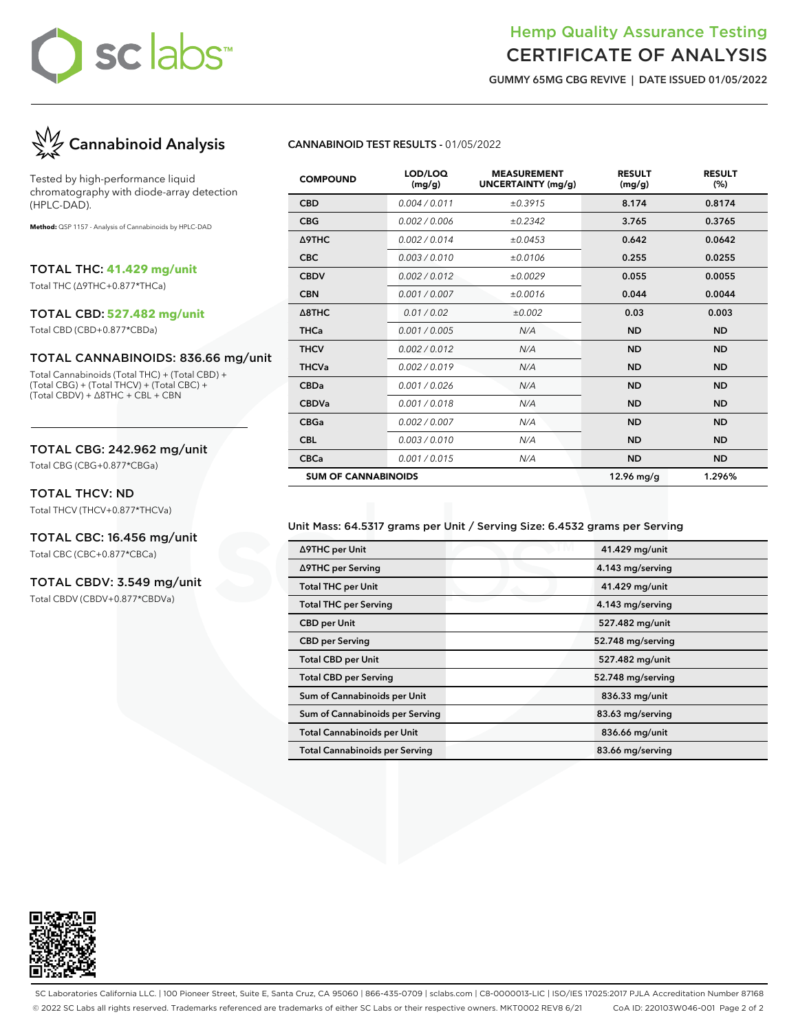# Hemp Quality Assurance Testing
# CERTIFICATE OF ANALYSIS

**GUMMY 65MG CBG REVIVE | DATE ISSUED 01/05/2022**

## Cannabinoid Analysis

Tested by high-performance liquid chromatography with diode-array detection (HPLC-DAD).

**Method:** QSP 1157 - Analysis of Cannabinoids by HPLC-DAD

### TOTAL THC: 41.429 mg/unit

Total THC (Δ9THC+0.877*THCa)

### TOTAL CBD: 527.482 mg/unit

Total CBD (CBD+0.877*CBDa)

### TOTAL CANNABINOIDS: 836.66 mg/unit

Total Cannabinoids (Total THC) + (Total CBD) + (Total CBG) + (Total THCV) + (Total CBC) + (Total CBDV) + Δ8THC + CBL + CBN

### TOTAL CBG: 242.962 mg/unit

Total CBG (CBG+0.877*CBGa)

### TOTAL THCV: ND

Total THCV (THCV+0.877*THCVa)

### TOTAL CBC: 16.456 mg/unit

Total CBC (CBC+0.877*CBCa)

### TOTAL CBDV: 3.549 mg/unit

Total CBDV (CBDV+0.877*CBDVa)

**CANNABINOID TEST RESULTS** - 01/05/2022

| COMPOUND | LOD/LOQ (mg/g) | MEASUREMENT UNCERTAINTY (mg/g) | RESULT (mg/g) | RESULT (%) |
|---|---|---|---|---|
| CBD | 0.004 / 0.011 | ±0.3915 | 8.174 | 0.8174 |
| CBG | 0.002 / 0.006 | ±0.2342 | 3.765 | 0.3765 |
| Δ9THC | 0.002 / 0.014 | ±0.0453 | 0.642 | 0.0642 |
| CBC | 0.003 / 0.010 | ±0.0106 | 0.255 | 0.0255 |
| CBDV | 0.002 / 0.012 | ±0.0029 | 0.055 | 0.0055 |
| CBN | 0.001 / 0.007 | ±0.0016 | 0.044 | 0.0044 |
| Δ8THC | 0.01 / 0.02 | ±0.002 | 0.03 | 0.003 |
| THCa | 0.001 / 0.005 | N/A | ND | ND |
| THCV | 0.002 / 0.012 | N/A | ND | ND |
| THCVa | 0.002 / 0.019 | N/A | ND | ND |
| CBDa | 0.001 / 0.026 | N/A | ND | ND |
| CBDVa | 0.001 / 0.018 | N/A | ND | ND |
| CBGa | 0.002 / 0.007 | N/A | ND | ND |
| CBL | 0.003 / 0.010 | N/A | ND | ND |
| CBCa | 0.001 / 0.015 | N/A | ND | ND |
| **SUM OF CANNABINOIDS** | | | **12.96 mg/g** | **1.296%** |

Unit Mass: 64.5317 grams per Unit / Serving Size: 6.4532 grams per Serving

| | |
|---|---|
| Δ9THC per Unit | 41.429 mg/unit |
| Δ9THC per Serving | 4.143 mg/serving |
| Total THC per Unit | 41.429 mg/unit |
| Total THC per Serving | 4.143 mg/serving |
| CBD per Unit | 527.482 mg/unit |
| CBD per Serving | 52.748 mg/serving |
| Total CBD per Unit | 527.482 mg/unit |
| Total CBD per Serving | 52.748 mg/serving |
| Sum of Cannabinoids per Unit | 836.33 mg/unit |
| Sum of Cannabinoids per Serving | 83.63 mg/serving |
| Total Cannabinoids per Unit | 836.66 mg/unit |
| Total Cannabinoids per Serving | 83.66 mg/serving |

SC Laboratories California LLC. | 100 Pioneer Street, Suite E, Santa Cruz, CA 95060 | 866-435-0709 | sclabs.com | C8-0000013-LIC | ISO/IES 17025:2017 PJLA Accreditation Number 87168

© 2022 SC Labs all rights reserved. Trademarks referenced are trademarks of either SC Labs or their respective owners. MKT0002 REV8 6/21 CoA ID: 220103W046-001